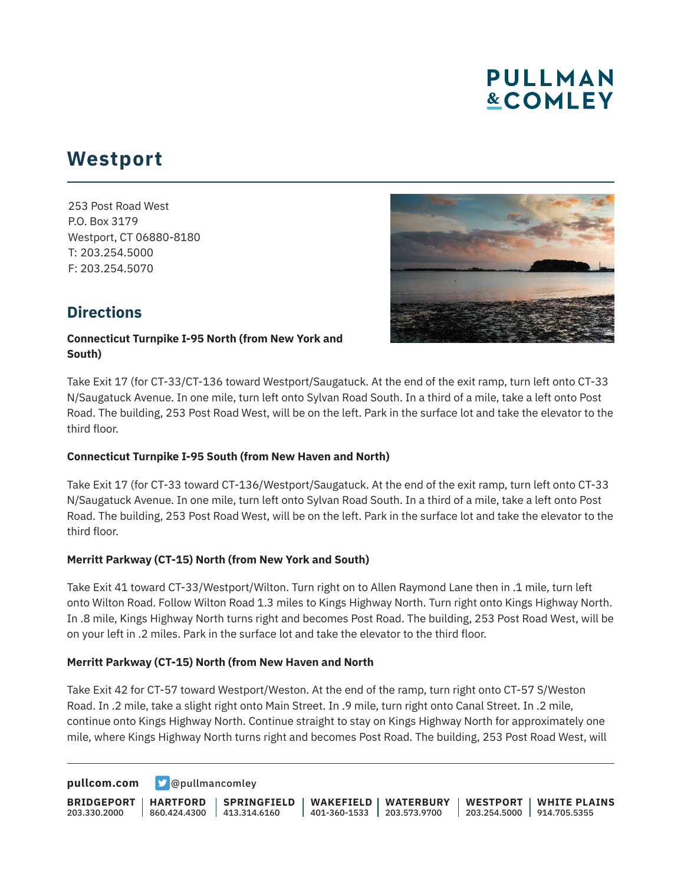PULLMAN & COMLEY

# Westport

253 Post Road West
P.O. Box 3179
Westport, CT 06880-8180
T: 203.254.5000
F: 203.254.5070

## Directions

**Connecticut Turnpike I-95 North (from New York and South)**

Take Exit 17 (for CT-33/CT-136 toward Westport/Saugatuck. At the end of the exit ramp, turn left onto CT-33 N/Saugatuck Avenue. In one mile, turn left onto Sylvan Road South. In a third of a mile, take a left onto Post Road. The building, 253 Post Road West, will be on the left. Park in the surface lot and take the elevator to the third floor.

**Connecticut Turnpike I-95 South (from New Haven and North)**

Take Exit 17 (for CT-33 toward CT-136/Westport/Saugatuck. At the end of the exit ramp, turn left onto CT-33 N/Saugatuck Avenue. In one mile, turn left onto Sylvan Road South. In a third of a mile, take a left onto Post Road. The building, 253 Post Road West, will be on the left. Park in the surface lot and take the elevator to the third floor.

**Merritt Parkway (CT-15) North (from New York and South)**

Take Exit 41 toward CT-33/Westport/Wilton. Turn right on to Allen Raymond Lane then in .1 mile, turn left onto Wilton Road. Follow Wilton Road 1.3 miles to Kings Highway North. Turn right onto Kings Highway North. In .8 mile, Kings Highway North turns right and becomes Post Road. The building, 253 Post Road West, will be on your left in .2 miles. Park in the surface lot and take the elevator to the third floor.

**Merritt Parkway (CT-15) North (from New Haven and North**

Take Exit 42 for CT-57 toward Westport/Weston. At the end of the ramp, turn right onto CT-57 S/Weston Road. In .2 mile, take a slight right onto Main Street. In .9 mile, turn right onto Canal Street. In .2 mile, continue onto Kings Highway North. Continue straight to stay on Kings Highway North for approximately one mile, where Kings Highway North turns right and becomes Post Road. The building, 253 Post Road West, will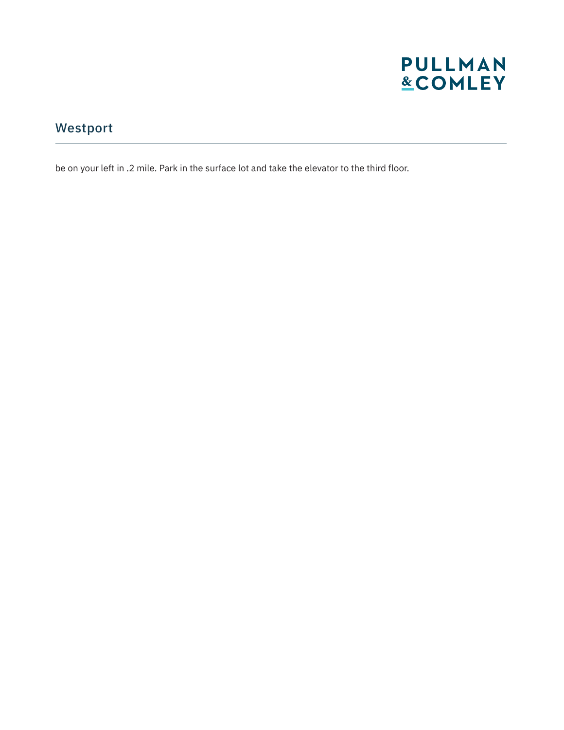## Westport

be on your left in .2 mile. Park in the surface lot and take the elevator to the third floor.